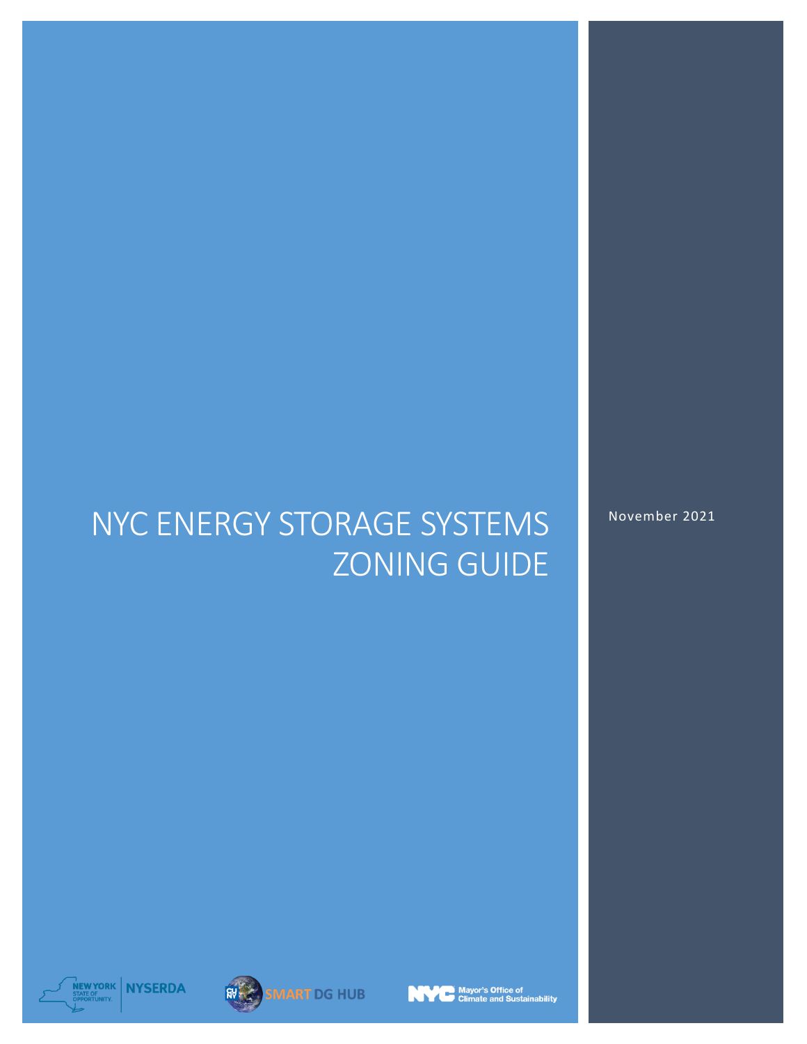# NYC ENERGY STORAGE SYSTEMS ZONING GUIDE

November 2021

NEW YORK STATE OF OPPORTUNITY. | NYSERDA

SMART DG HUB

NYC Mayor's Office of Climate and Sustainability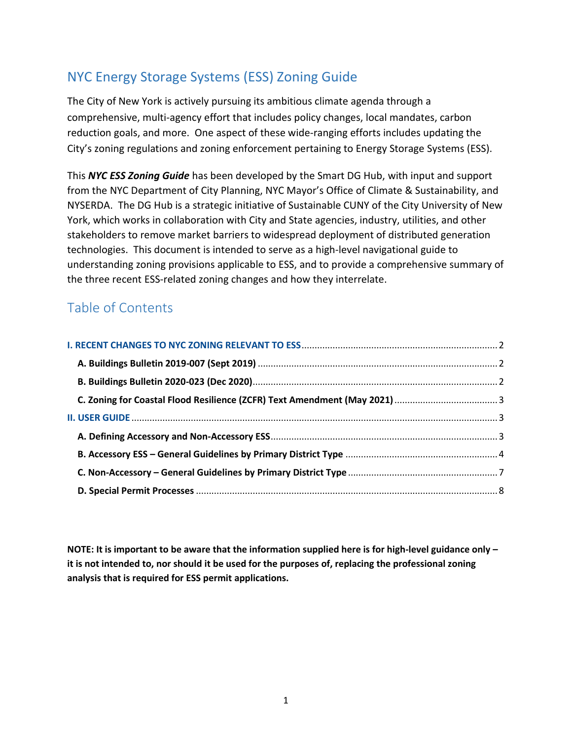# NYC Energy Storage Systems (ESS) Zoning Guide

The City of New York is actively pursuing its ambitious climate agenda through a comprehensive, multi-agency effort that includes policy changes, local mandates, carbon reduction goals, and more. One aspect of these wide-ranging efforts includes updating the City's zoning regulations and zoning enforcement pertaining to Energy Storage Systems (ESS).

This ***NYC ESS Zoning Guide*** has been developed by the Smart DG Hub, with input and support from the NYC Department of City Planning, NYC Mayor's Office of Climate & Sustainability, and NYSERDA. The DG Hub is a strategic initiative of Sustainable CUNY of the City University of New York, which works in collaboration with City and State agencies, industry, utilities, and other stakeholders to remove market barriers to widespread deployment of distributed generation technologies. This document is intended to serve as a high-level navigational guide to understanding zoning provisions applicable to ESS, and to provide a comprehensive summary of the three recent ESS-related zoning changes and how they interrelate.

## Table of Contents

- **I. RECENT CHANGES TO NYC ZONING RELEVANT TO ESS** .......... 2
  - **A. Buildings Bulletin 2019-007 (Sept 2019)** .......... 2
  - **B. Buildings Bulletin 2020-023 (Dec 2020)** .......... 2
  - **C. Zoning for Coastal Flood Resilience (ZCFR) Text Amendment (May 2021)** .......... 3
- **II. USER GUIDE** .......... 3
  - **A. Defining Accessory and Non-Accessory ESS** .......... 3
  - **B. Accessory ESS – General Guidelines by Primary District Type** .......... 4
  - **C. Non-Accessory – General Guidelines by Primary District Type** .......... 7
  - **D. Special Permit Processes** .......... 8

**NOTE: It is important to be aware that the information supplied here is for high-level guidance only – it is not intended to, nor should it be used for the purposes of, replacing the professional zoning analysis that is required for ESS permit applications.**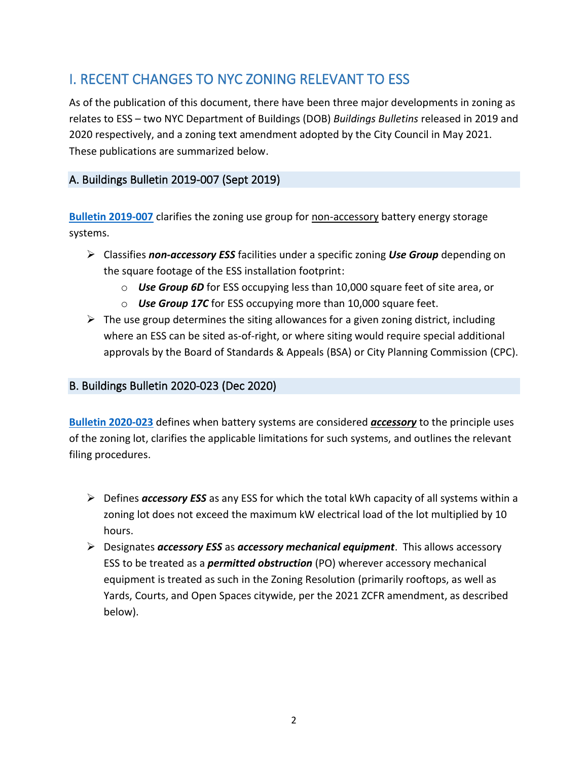# I. RECENT CHANGES TO NYC ZONING RELEVANT TO ESS

As of the publication of this document, there have been three major developments in zoning as relates to ESS – two NYC Department of Buildings (DOB) *Buildings Bulletins* released in 2019 and 2020 respectively, and a zoning text amendment adopted by the City Council in May 2021. These publications are summarized below.

## A. Buildings Bulletin 2019-007 (Sept 2019)

**Bulletin 2019-007** clarifies the zoning use group for non-accessory battery energy storage systems.

- Classifies ***non-accessory ESS*** facilities under a specific zoning ***Use Group*** depending on the square footage of the ESS installation footprint:
  - ***Use Group 6D*** for ESS occupying less than 10,000 square feet of site area, or
  - ***Use Group 17C*** for ESS occupying more than 10,000 square feet.
- The use group determines the siting allowances for a given zoning district, including where an ESS can be sited as-of-right, or where siting would require special additional approvals by the Board of Standards & Appeals (BSA) or City Planning Commission (CPC).

## B. Buildings Bulletin 2020-023 (Dec 2020)

**Bulletin 2020-023** defines when battery systems are considered ***accessory*** to the principle uses of the zoning lot, clarifies the applicable limitations for such systems, and outlines the relevant filing procedures.

- Defines ***accessory ESS*** as any ESS for which the total kWh capacity of all systems within a zoning lot does not exceed the maximum kW electrical load of the lot multiplied by 10 hours.
- Designates ***accessory ESS*** as ***accessory mechanical equipment***. This allows accessory ESS to be treated as a ***permitted obstruction*** (PO) wherever accessory mechanical equipment is treated as such in the Zoning Resolution (primarily rooftops, as well as Yards, Courts, and Open Spaces citywide, per the 2021 ZCFR amendment, as described below).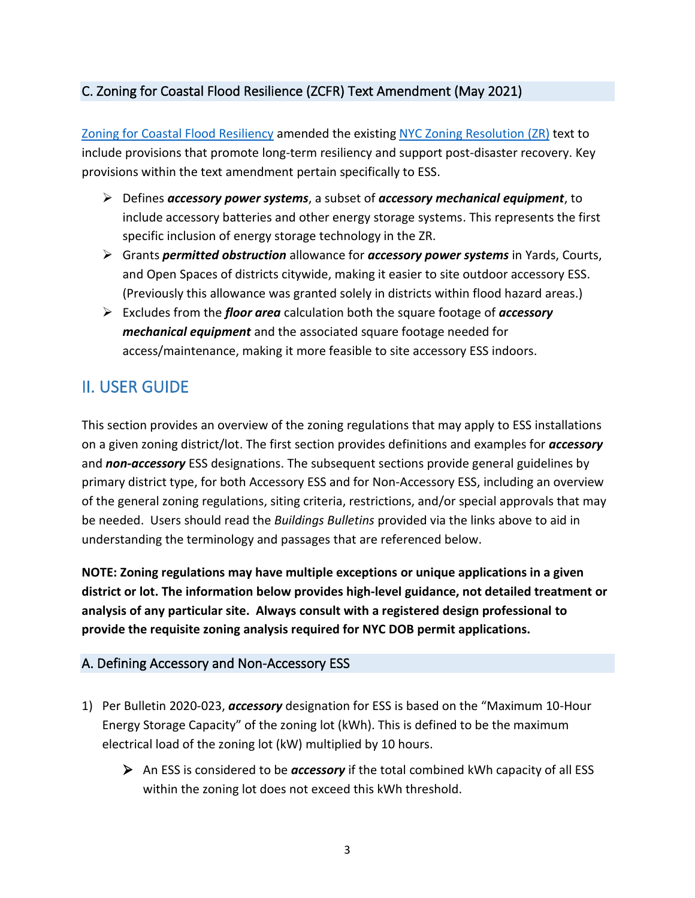## C. Zoning for Coastal Flood Resilience (ZCFR) Text Amendment (May 2021)

[Zoning for Coastal Flood Resiliency](#) amended the existing [NYC Zoning Resolution (ZR)](#) text to include provisions that promote long-term resiliency and support post-disaster recovery. Key provisions within the text amendment pertain specifically to ESS.

- Defines ***accessory power systems***, a subset of ***accessory mechanical equipment***, to include accessory batteries and other energy storage systems. This represents the first specific inclusion of energy storage technology in the ZR.
- Grants ***permitted obstruction*** allowance for ***accessory power systems*** in Yards, Courts, and Open Spaces of districts citywide, making it easier to site outdoor accessory ESS. (Previously this allowance was granted solely in districts within flood hazard areas.)
- Excludes from the ***floor area*** calculation both the square footage of ***accessory mechanical equipment*** and the associated square footage needed for access/maintenance, making it more feasible to site accessory ESS indoors.

# II. USER GUIDE

This section provides an overview of the zoning regulations that may apply to ESS installations on a given zoning district/lot. The first section provides definitions and examples for ***accessory*** and ***non-accessory*** ESS designations. The subsequent sections provide general guidelines by primary district type, for both Accessory ESS and for Non-Accessory ESS, including an overview of the general zoning regulations, siting criteria, restrictions, and/or special approvals that may be needed. Users should read the *Buildings Bulletins* provided via the links above to aid in understanding the terminology and passages that are referenced below.

**NOTE: Zoning regulations may have multiple exceptions or unique applications in a given district or lot. The information below provides high-level guidance, not detailed treatment or analysis of any particular site. Always consult with a registered design professional to provide the requisite zoning analysis required for NYC DOB permit applications.**

## A. Defining Accessory and Non-Accessory ESS

1) Per Bulletin 2020-023, ***accessory*** designation for ESS is based on the "Maximum 10-Hour Energy Storage Capacity" of the zoning lot (kWh). This is defined to be the maximum electrical load of the zoning lot (kW) multiplied by 10 hours.
    - An ESS is considered to be ***accessory*** if the total combined kWh capacity of all ESS within the zoning lot does not exceed this kWh threshold.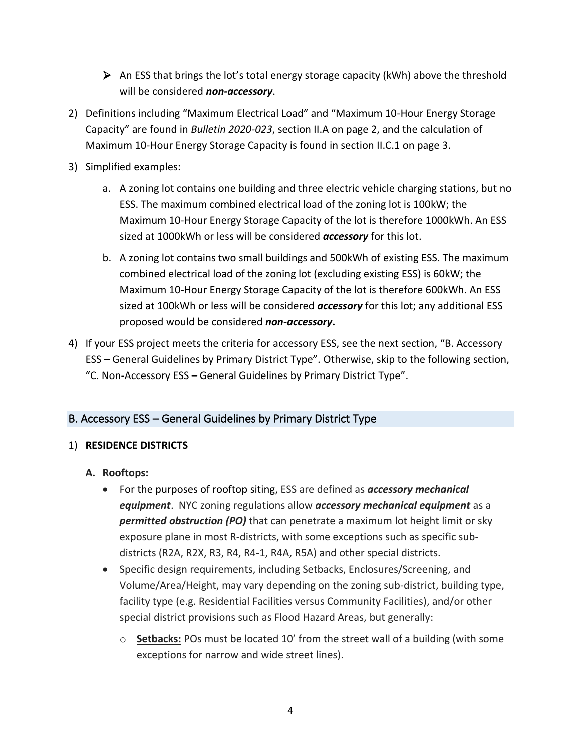- ➢ An ESS that brings the lot's total energy storage capacity (kWh) above the threshold will be considered ***non-accessory***.

2) Definitions including "Maximum Electrical Load" and "Maximum 10-Hour Energy Storage Capacity" are found in *Bulletin 2020-023*, section II.A on page 2, and the calculation of Maximum 10-Hour Energy Storage Capacity is found in section II.C.1 on page 3.

3) Simplified examples:

   a. A zoning lot contains one building and three electric vehicle charging stations, but no ESS. The maximum combined electrical load of the zoning lot is 100kW; the Maximum 10-Hour Energy Storage Capacity of the lot is therefore 1000kWh. An ESS sized at 1000kWh or less will be considered ***accessory*** for this lot.

   b. A zoning lot contains two small buildings and 500kWh of existing ESS. The maximum combined electrical load of the zoning lot (excluding existing ESS) is 60kW; the Maximum 10-Hour Energy Storage Capacity of the lot is therefore 600kWh. An ESS sized at 100kWh or less will be considered ***accessory*** for this lot; any additional ESS proposed would be considered ***non-accessory*.**

4) If your ESS project meets the criteria for accessory ESS, see the next section, "B. Accessory ESS – General Guidelines by Primary District Type". Otherwise, skip to the following section, "C. Non-Accessory ESS – General Guidelines by Primary District Type".

## B. Accessory ESS – General Guidelines by Primary District Type

1) **RESIDENCE DISTRICTS**

   **A. Rooftops:**

   - For the purposes of rooftop siting, ESS are defined as ***accessory mechanical equipment***. NYC zoning regulations allow ***accessory mechanical equipment*** as a ***permitted obstruction (PO)*** that can penetrate a maximum lot height limit or sky exposure plane in most R-districts, with some exceptions such as specific sub-districts (R2A, R2X, R3, R4, R4-1, R4A, R5A) and other special districts.
   - Specific design requirements, including Setbacks, Enclosures/Screening, and Volume/Area/Height, may vary depending on the zoning sub-district, building type, facility type (e.g. Residential Facilities versus Community Facilities), and/or other special district provisions such as Flood Hazard Areas, but generally:
     - **Setbacks:** POs must be located 10' from the street wall of a building (with some exceptions for narrow and wide street lines).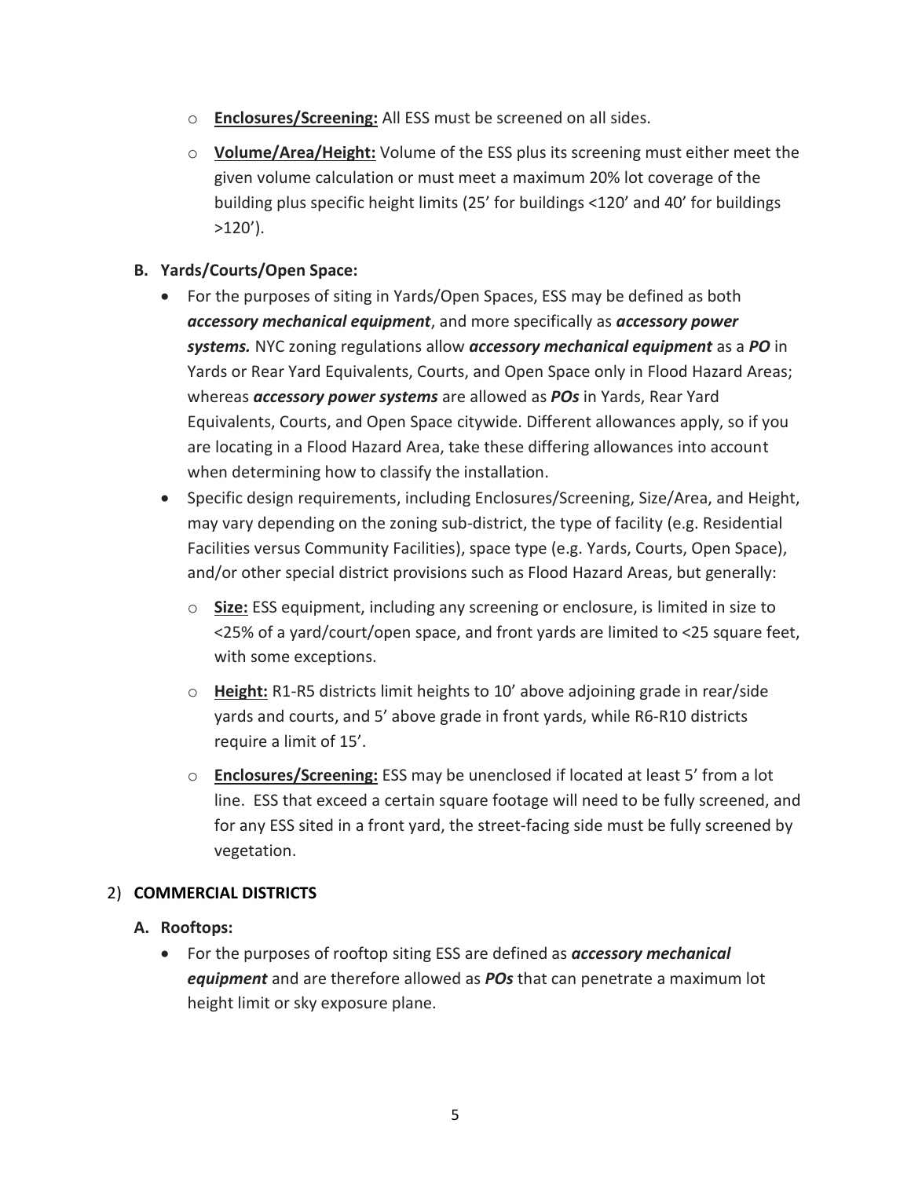- **Enclosures/Screening:** All ESS must be screened on all sides.
- **Volume/Area/Height:** Volume of the ESS plus its screening must either meet the given volume calculation or must meet a maximum 20% lot coverage of the building plus specific height limits (25' for buildings <120' and 40' for buildings >120').

### B. Yards/Courts/Open Space:

- For the purposes of siting in Yards/Open Spaces, ESS may be defined as both ***accessory mechanical equipment***, and more specifically as ***accessory power systems.*** NYC zoning regulations allow ***accessory mechanical equipment*** as a ***PO*** in Yards or Rear Yard Equivalents, Courts, and Open Space only in Flood Hazard Areas; whereas ***accessory power systems*** are allowed as ***POs*** in Yards, Rear Yard Equivalents, Courts, and Open Space citywide. Different allowances apply, so if you are locating in a Flood Hazard Area, take these differing allowances into account when determining how to classify the installation.
- Specific design requirements, including Enclosures/Screening, Size/Area, and Height, may vary depending on the zoning sub-district, the type of facility (e.g. Residential Facilities versus Community Facilities), space type (e.g. Yards, Courts, Open Space), and/or other special district provisions such as Flood Hazard Areas, but generally:
  - **Size:** ESS equipment, including any screening or enclosure, is limited in size to <25% of a yard/court/open space, and front yards are limited to <25 square feet, with some exceptions.
  - **Height:** R1-R5 districts limit heights to 10' above adjoining grade in rear/side yards and courts, and 5' above grade in front yards, while R6-R10 districts require a limit of 15'.
  - **Enclosures/Screening:** ESS may be unenclosed if located at least 5' from a lot line. ESS that exceed a certain square footage will need to be fully screened, and for any ESS sited in a front yard, the street-facing side must be fully screened by vegetation.

## 2) COMMERCIAL DISTRICTS

### A. Rooftops:

- For the purposes of rooftop siting ESS are defined as ***accessory mechanical equipment*** and are therefore allowed as ***POs*** that can penetrate a maximum lot height limit or sky exposure plane.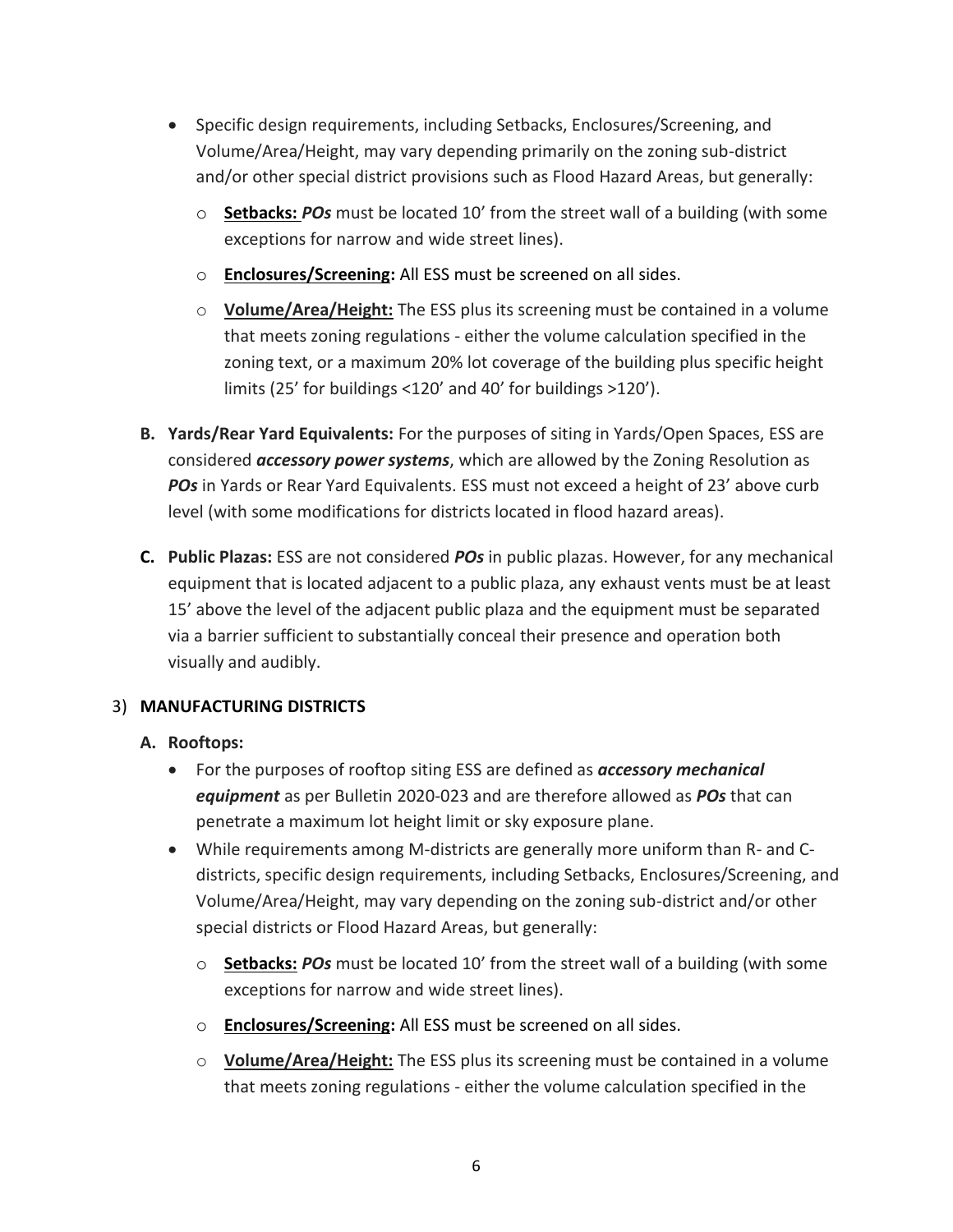- Specific design requirements, including Setbacks, Enclosures/Screening, and Volume/Area/Height, may vary depending primarily on the zoning sub-district and/or other special district provisions such as Flood Hazard Areas, but generally:
  - **Setbacks:** ***POs*** must be located 10' from the street wall of a building (with some exceptions for narrow and wide street lines).
  - **Enclosures/Screening:** All ESS must be screened on all sides.
  - **Volume/Area/Height:** The ESS plus its screening must be contained in a volume that meets zoning regulations - either the volume calculation specified in the zoning text, or a maximum 20% lot coverage of the building plus specific height limits (25' for buildings <120' and 40' for buildings >120').

**B. Yards/Rear Yard Equivalents:** For the purposes of siting in Yards/Open Spaces, ESS are considered ***accessory power systems***, which are allowed by the Zoning Resolution as ***POs*** in Yards or Rear Yard Equivalents. ESS must not exceed a height of 23' above curb level (with some modifications for districts located in flood hazard areas).

**C. Public Plazas:** ESS are not considered ***POs*** in public plazas. However, for any mechanical equipment that is located adjacent to a public plaza, any exhaust vents must be at least 15' above the level of the adjacent public plaza and the equipment must be separated via a barrier sufficient to substantially conceal their presence and operation both visually and audibly.

## 3) MANUFACTURING DISTRICTS

**A. Rooftops:**

- For the purposes of rooftop siting ESS are defined as ***accessory mechanical equipment*** as per Bulletin 2020-023 and are therefore allowed as ***POs*** that can penetrate a maximum lot height limit or sky exposure plane.
- While requirements among M-districts are generally more uniform than R- and C-districts, specific design requirements, including Setbacks, Enclosures/Screening, and Volume/Area/Height, may vary depending on the zoning sub-district and/or other special districts or Flood Hazard Areas, but generally:
  - **Setbacks:** ***POs*** must be located 10' from the street wall of a building (with some exceptions for narrow and wide street lines).
  - **Enclosures/Screening:** All ESS must be screened on all sides.
  - **Volume/Area/Height:** The ESS plus its screening must be contained in a volume that meets zoning regulations - either the volume calculation specified in the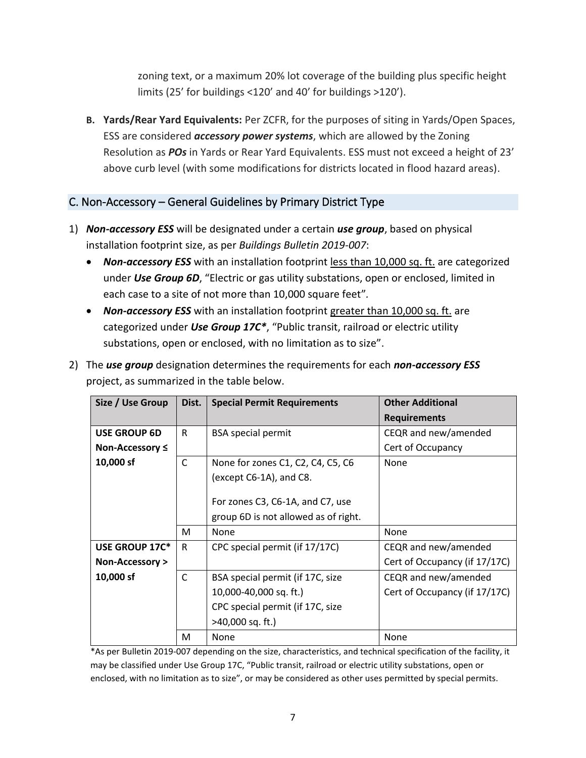zoning text, or a maximum 20% lot coverage of the building plus specific height limits (25' for buildings <120' and 40' for buildings >120').

**B. Yards/Rear Yard Equivalents:** Per ZCFR, for the purposes of siting in Yards/Open Spaces, ESS are considered ***accessory power systems***, which are allowed by the Zoning Resolution as ***POs*** in Yards or Rear Yard Equivalents. ESS must not exceed a height of 23' above curb level (with some modifications for districts located in flood hazard areas).

## C. Non-Accessory – General Guidelines by Primary District Type

1) ***Non-accessory ESS*** will be designated under a certain ***use group***, based on physical installation footprint size, as per *Buildings Bulletin 2019-007*:
   - ***Non-accessory ESS*** with an installation footprint less than 10,000 sq. ft. are categorized under ***Use Group 6D***, "Electric or gas utility substations, open or enclosed, limited in each case to a site of not more than 10,000 square feet".
   - ***Non-accessory ESS*** with an installation footprint greater than 10,000 sq. ft. are categorized under ***Use Group 17C****, "Public transit, railroad or electric utility substations, open or enclosed, with no limitation as to size".

2) The ***use group*** designation determines the requirements for each ***non-accessory ESS*** project, as summarized in the table below.

| Size / Use Group | Dist. | Special Permit Requirements | Other Additional Requirements |
|---|---|---|---|
| **USE GROUP 6D Non-Accessory ≤ 10,000 sf** | R | BSA special permit | CEQR and new/amended Cert of Occupancy |
| | C | None for zones C1, C2, C4, C5, C6 (except C6-1A), and C8.<br><br>For zones C3, C6-1A, and C7, use group 6D is not allowed as of right. | None |
| | M | None | None |
| **USE GROUP 17C* Non-Accessory > 10,000 sf** | R | CPC special permit (if 17/17C) | CEQR and new/amended Cert of Occupancy (if 17/17C) |
| | C | BSA special permit (if 17C, size 10,000-40,000 sq. ft.)<br>CPC special permit (if 17C, size >40,000 sq. ft.) | CEQR and new/amended Cert of Occupancy (if 17/17C) |
| | M | None | None |

*As per Bulletin 2019-007 depending on the size, characteristics, and technical specification of the facility, it may be classified under Use Group 17C, "Public transit, railroad or electric utility substations, open or enclosed, with no limitation as to size", or may be considered as other uses permitted by special permits.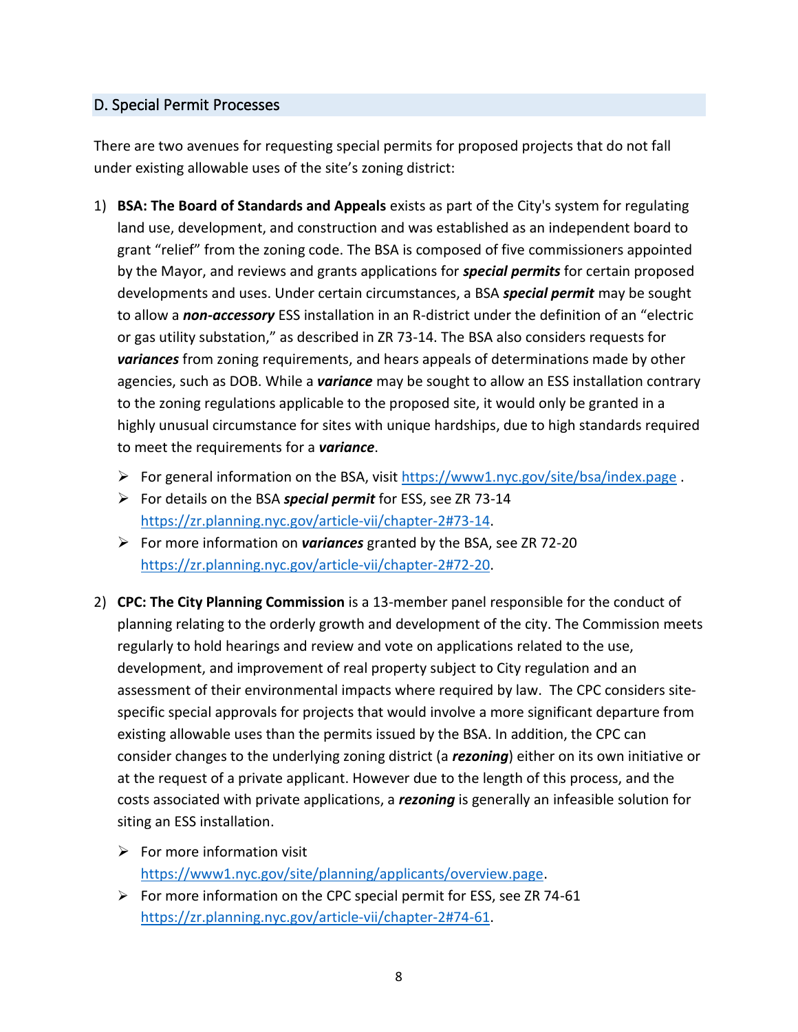## D. Special Permit Processes

There are two avenues for requesting special permits for proposed projects that do not fall under existing allowable uses of the site's zoning district:

1) **BSA: The Board of Standards and Appeals** exists as part of the City's system for regulating land use, development, and construction and was established as an independent board to grant "relief" from the zoning code. The BSA is composed of five commissioners appointed by the Mayor, and reviews and grants applications for ***special permits*** for certain proposed developments and uses. Under certain circumstances, a BSA ***special permit*** may be sought to allow a ***non-accessory*** ESS installation in an R-district under the definition of an "electric or gas utility substation," as described in ZR 73-14. The BSA also considers requests for ***variances*** from zoning requirements, and hears appeals of determinations made by other agencies, such as DOB. While a ***variance*** may be sought to allow an ESS installation contrary to the zoning regulations applicable to the proposed site, it would only be granted in a highly unusual circumstance for sites with unique hardships, due to high standards required to meet the requirements for a ***variance***.
   - For general information on the BSA, visit https://www1.nyc.gov/site/bsa/index.page .
   - For details on the BSA ***special permit*** for ESS, see ZR 73-14 https://zr.planning.nyc.gov/article-vii/chapter-2#73-14.
   - For more information on ***variances*** granted by the BSA, see ZR 72-20 https://zr.planning.nyc.gov/article-vii/chapter-2#72-20.

2) **CPC: The City Planning Commission** is a 13-member panel responsible for the conduct of planning relating to the orderly growth and development of the city. The Commission meets regularly to hold hearings and review and vote on applications related to the use, development, and improvement of real property subject to City regulation and an assessment of their environmental impacts where required by law. The CPC considers site-specific special approvals for projects that would involve a more significant departure from existing allowable uses than the permits issued by the BSA. In addition, the CPC can consider changes to the underlying zoning district (a ***rezoning***) either on its own initiative or at the request of a private applicant. However due to the length of this process, and the costs associated with private applications, a ***rezoning*** is generally an infeasible solution for siting an ESS installation.
   - For more information visit https://www1.nyc.gov/site/planning/applicants/overview.page.
   - For more information on the CPC special permit for ESS, see ZR 74-61 https://zr.planning.nyc.gov/article-vii/chapter-2#74-61.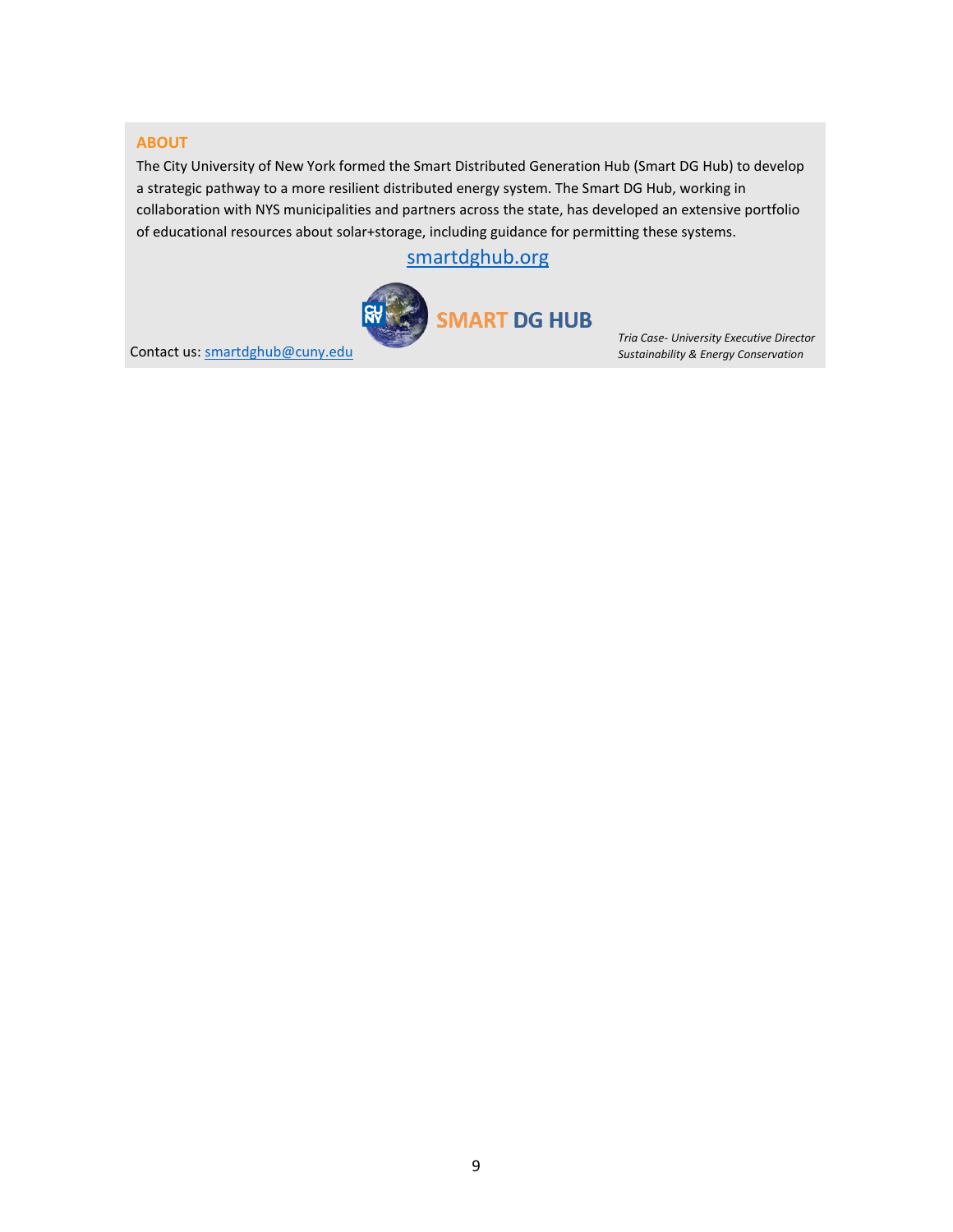## ABOUT

The City University of New York formed the Smart Distributed Generation Hub (Smart DG Hub) to develop a strategic pathway to a more resilient distributed energy system. The Smart DG Hub, working in collaboration with NYS municipalities and partners across the state, has developed an extensive portfolio of educational resources about solar+storage, including guidance for permitting these systems.

[smartdghub.org](smartdghub.org)

SMART DG HUB

Contact us: [smartdghub@cuny.edu](mailto:smartdghub@cuny.edu)

*Tria Case- University Executive Director*
*Sustainability & Energy Conservation*